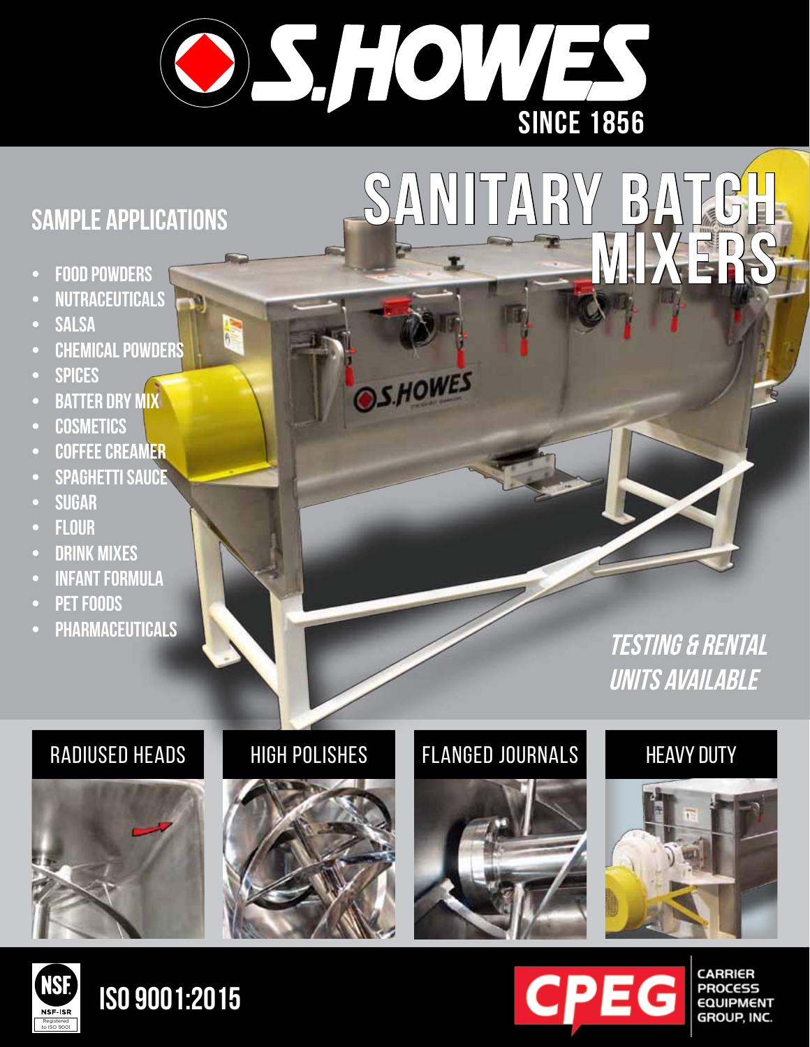# S.HOWES

SINCE 1856

# SANITARY BATCH MIXERS

## SAMPLE APPLICATIONS

- FOOD POWDERS
- NUTRACEUTICALS
- SALSA
- CHEMICAL POWDERS
- SPICES
- BATTER DRY MIX
- COSMETICS
- COFFEE CREAMER
- SPAGHETTI SAUCE
- SUGAR
- FLOUR
- DRINK MIXES
- INFANT FORMULA
- PET FOODS
- PHARMACEUTICALS

*TESTING & RENTAL UNITS AVAILABLE*

RADIUSED HEADS

HIGH POLISHES

FLANGED JOURNALS

HEAVY DUTY

NSF NSF-ISR Registered to ISO 9001

ISO 9001:2015

CPEG CARRIER PROCESS EQUIPMENT GROUP, INC.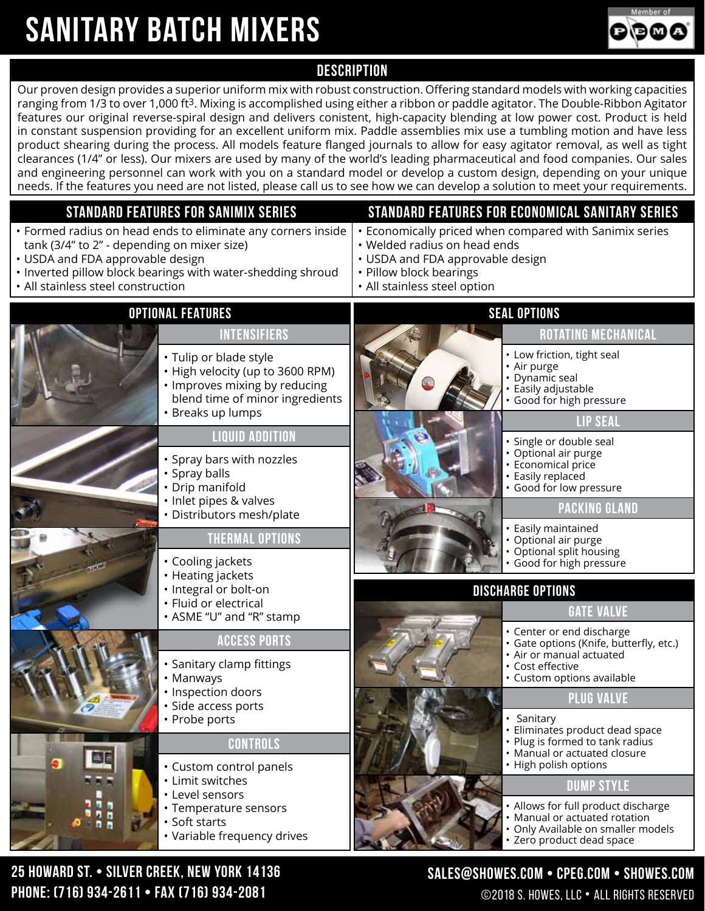# SANITARY BATCH MIXERS

## DESCRIPTION

Our proven design provides a superior uniform mix with robust construction. Offering standard models with working capacities ranging from 1/3 to over 1,000 $ft^3$. Mixing is accomplished using either a ribbon or paddle agitator. The Double-Ribbon Agitator features our original reverse-spiral design and delivers consistent, high-capacity blending at low power cost. Product is held in constant suspension providing for an excellent uniform mix. Paddle assemblies mix use a tumbling motion and have less product shearing during the process. All models feature flanged journals to allow for easy agitator removal, as well as tight clearances (1/4" or less). Our mixers are used by many of the world's leading pharmaceutical and food companies. Our sales and engineering personnel can work with you on a standard model or develop a custom design, depending on your unique needs. If the features you need are not listed, please call us to see how we can develop a solution to meet your requirements.

## STANDARD FEATURES FOR SANIMIX SERIES

- Formed radius on head ends to eliminate any corners inside tank (3/4" to 2" - depending on mixer size)
- USDA and FDA approvable design
- Inverted pillow block bearings with water-shedding shroud
- All stainless steel construction

## STANDARD FEATURES FOR ECONOMICAL SANITARY SERIES

- Economically priced when compared with Sanimix series
- Welded radius on head ends
- USDA and FDA approvable design
- Pillow block bearings
- All stainless steel option

## OPTIONAL FEATURES

### INTENSIFIERS

- Tulip or blade style
- High velocity (up to 3600 RPM)
- Improves mixing by reducing blend time of minor ingredients
- Breaks up lumps

### LIQUID ADDITION

- Spray bars with nozzles
- Spray balls
- Drip manifold
- Inlet pipes & valves
- Distributors mesh/plate

### THERMAL OPTIONS

- Cooling jackets
- Heating jackets
- Integral or bolt-on
- Fluid or electrical
- ASME "U" and "R" stamp

### ACCESS PORTS

- Sanitary clamp fittings
- Manways
- Inspection doors
- Side access ports
- Probe ports

### CONTROLS

- Custom control panels
- Limit switches
- Level sensors
- Temperature sensors
- Soft starts
- Variable frequency drives

## SEAL OPTIONS

### ROTATING MECHANICAL

- Low friction, tight seal
- Air purge
- Dynamic seal
- Easily adjustable
- Good for high pressure

### LIP SEAL

- Single or double seal
- Optional air purge
- Economical price
- Easily replaced
- Good for low pressure

### PACKING GLAND

- Easily maintained
- Optional air purge
- Optional split housing
- Good for high pressure

## DISCHARGE OPTIONS

### GATE VALVE

- Center or end discharge
- Gate options (Knife, butterfly, etc.)
- Air or manual actuated
- Cost effective
- Custom options available

### PLUG VALVE

- Sanitary
- Eliminates product dead space
- Plug is formed to tank radius
- Manual or actuated closure
- High polish options

### DUMP STYLE

- Allows for full product discharge
- Manual or actuated rotation
- Only Available on smaller models
- Zero product dead space

25 HOWARD ST. • SILVER CREEK, NEW YORK 14136
PHONE: (716) 934-2611 • FAX (716) 934-2081

SALES@SHOWES.COM • CPEG.COM • SHOWES.COM
©2018 S. HOWES, LLC • ALL RIGHTS RESERVED